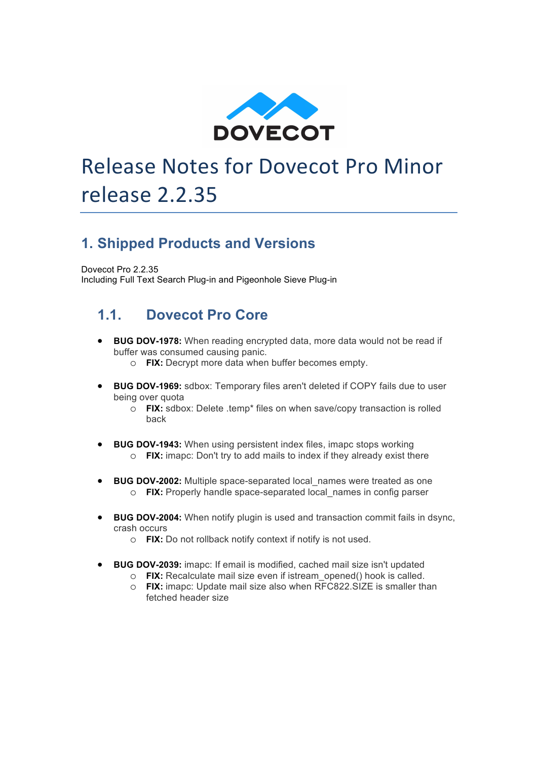# Release Notes for Dovecot Pro Minor release 2.2.35

## 1. Shipped Products and Versions

Dovecot Pro 2.2.35
Including Full Text Search Plug-in and Pigeonhole Sieve Plug-in

### 1.1. Dovecot Pro Core

- **BUG DOV-1978:** When reading encrypted data, more data would not be read if buffer was consumed causing panic.
  - **FIX:** Decrypt more data when buffer becomes empty.

- **BUG DOV-1969:** sdbox: Temporary files aren't deleted if COPY fails due to user being over quota
  - **FIX:** sdbox: Delete .temp* files on when save/copy transaction is rolled back

- **BUG DOV-1943:** When using persistent index files, imapc stops working
  - **FIX:** imapc: Don't try to add mails to index if they already exist there

- **BUG DOV-2002:** Multiple space-separated local_names were treated as one
  - **FIX:** Properly handle space-separated local_names in config parser

- **BUG DOV-2004:** When notify plugin is used and transaction commit fails in dsync, crash occurs
  - **FIX:** Do not rollback notify context if notify is not used.

- **BUG DOV-2039:** imapc: If email is modified, cached mail size isn't updated
  - **FIX:** Recalculate mail size even if istream_opened() hook is called.
  - **FIX:** imapc: Update mail size also when RFC822.SIZE is smaller than fetched header size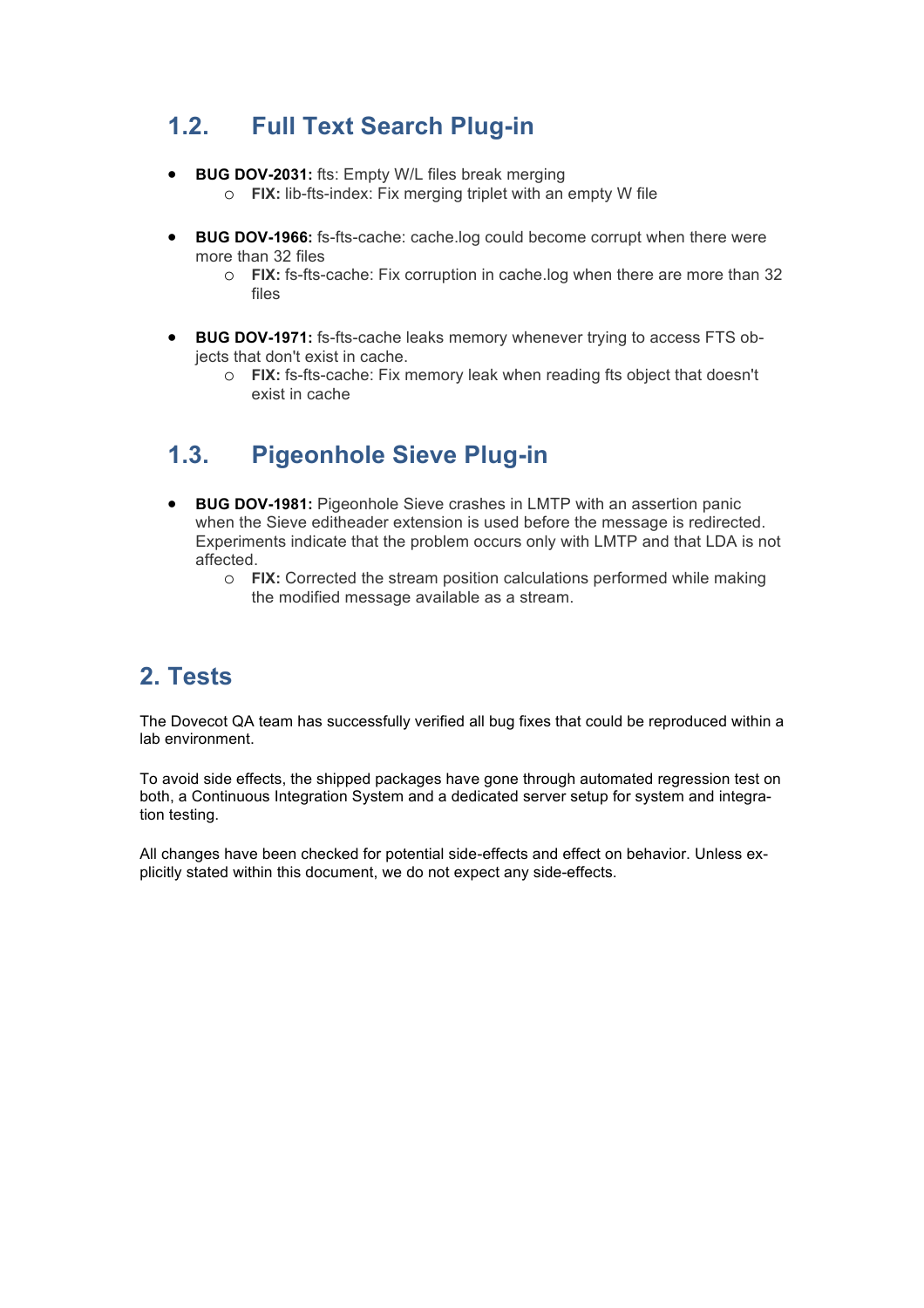## 1.2. Full Text Search Plug-in

- **BUG DOV-2031:** fts: Empty W/L files break merging
  - **FIX:** lib-fts-index: Fix merging triplet with an empty W file

- **BUG DOV-1966:** fs-fts-cache: cache.log could become corrupt when there were more than 32 files
  - **FIX:** fs-fts-cache: Fix corruption in cache.log when there are more than 32 files

- **BUG DOV-1971:** fs-fts-cache leaks memory whenever trying to access FTS objects that don't exist in cache.
  - **FIX:** fs-fts-cache: Fix memory leak when reading fts object that doesn't exist in cache

## 1.3. Pigeonhole Sieve Plug-in

- **BUG DOV-1981:** Pigeonhole Sieve crashes in LMTP with an assertion panic when the Sieve editheader extension is used before the message is redirected. Experiments indicate that the problem occurs only with LMTP and that LDA is not affected.
  - **FIX:** Corrected the stream position calculations performed while making the modified message available as a stream.

# 2. Tests

The Dovecot QA team has successfully verified all bug fixes that could be reproduced within a lab environment.

To avoid side effects, the shipped packages have gone through automated regression test on both, a Continuous Integration System and a dedicated server setup for system and integration testing.

All changes have been checked for potential side-effects and effect on behavior. Unless explicitly stated within this document, we do not expect any side-effects.